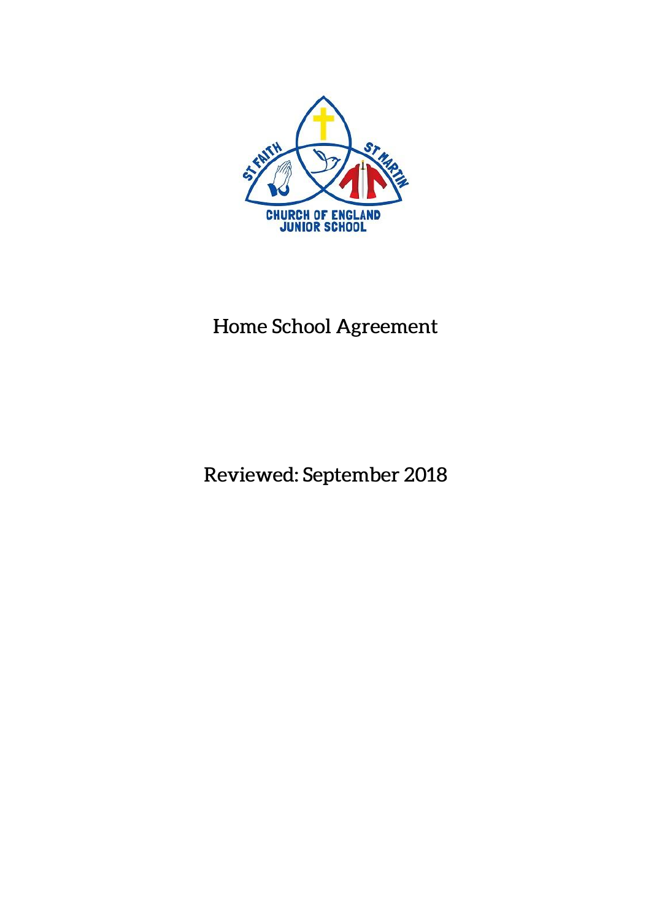# Home School Agreement

Reviewed: September 2018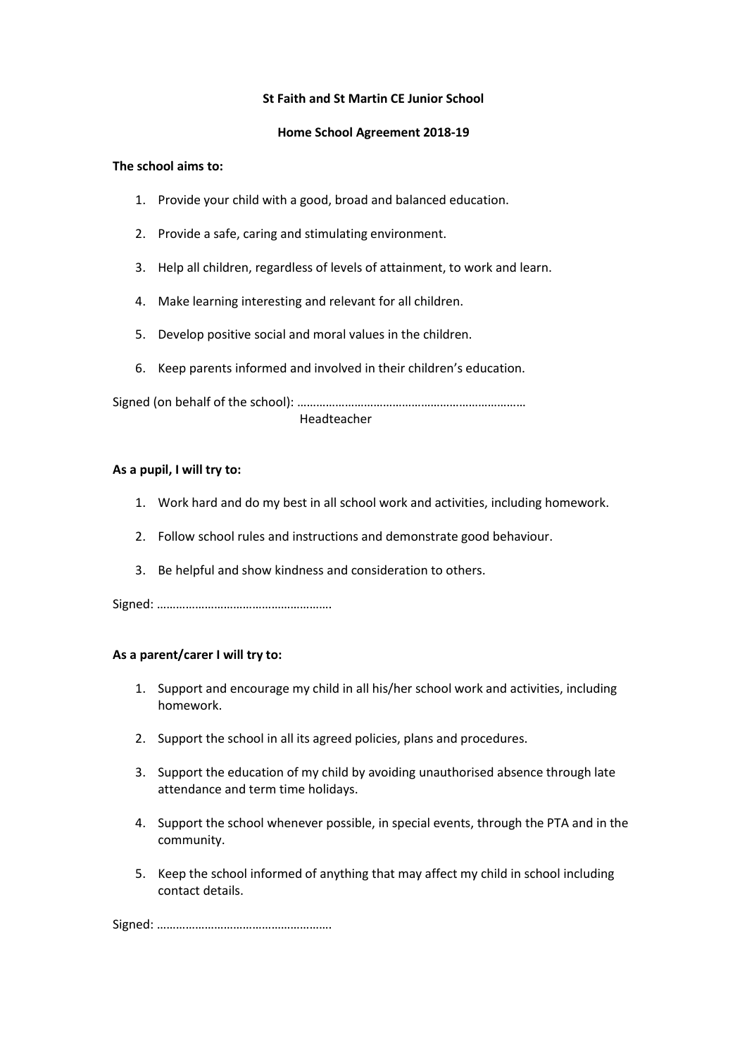**St Faith and St Martin CE Junior School**

**Home School Agreement 2018-19**

**The school aims to:**

1. Provide your child with a good, broad and balanced education.
2. Provide a safe, caring and stimulating environment.
3. Help all children, regardless of levels of attainment, to work and learn.
4. Make learning interesting and relevant for all children.
5. Develop positive social and moral values in the children.
6. Keep parents informed and involved in their children's education.

Signed (on behalf of the school): ………………………………………………………………

Headteacher

**As a pupil, I will try to:**

1. Work hard and do my best in all school work and activities, including homework.
2. Follow school rules and instructions and demonstrate good behaviour.
3. Be helpful and show kindness and consideration to others.

Signed: ……………………………………………….

**As a parent/carer I will try to:**

1. Support and encourage my child in all his/her school work and activities, including homework.
2. Support the school in all its agreed policies, plans and procedures.
3. Support the education of my child by avoiding unauthorised absence through late attendance and term time holidays.
4. Support the school whenever possible, in special events, through the PTA and in the community.
5. Keep the school informed of anything that may affect my child in school including contact details.

Signed: ……………………………………………….